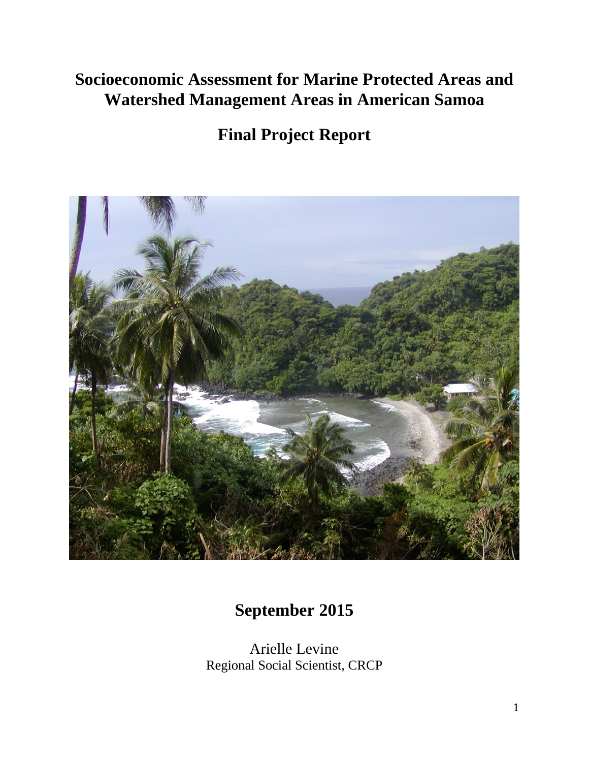# Socioeconomic Assessment for Marine Protected Areas and Watershed Management Areas in American Samoa

## Final Project Report

## September 2015

Arielle Levine
Regional Social Scientist, CRCP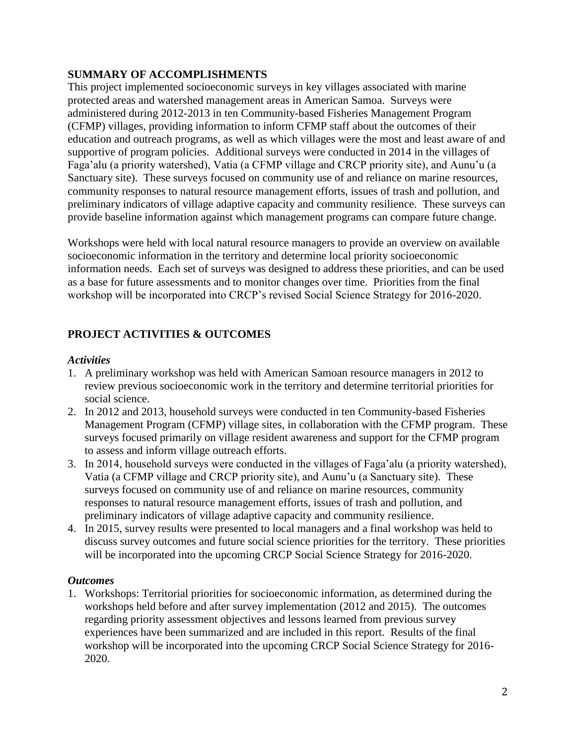## SUMMARY OF ACCOMPLISHMENTS

This project implemented socioeconomic surveys in key villages associated with marine protected areas and watershed management areas in American Samoa. Surveys were administered during 2012-2013 in ten Community-based Fisheries Management Program (CFMP) villages, providing information to inform CFMP staff about the outcomes of their education and outreach programs, as well as which villages were the most and least aware of and supportive of program policies. Additional surveys were conducted in 2014 in the villages of Faga'alu (a priority watershed), Vatia (a CFMP village and CRCP priority site), and Aunu'u (a Sanctuary site). These surveys focused on community use of and reliance on marine resources, community responses to natural resource management efforts, issues of trash and pollution, and preliminary indicators of village adaptive capacity and community resilience. These surveys can provide baseline information against which management programs can compare future change.

Workshops were held with local natural resource managers to provide an overview on available socioeconomic information in the territory and determine local priority socioeconomic information needs. Each set of surveys was designed to address these priorities, and can be used as a base for future assessments and to monitor changes over time. Priorities from the final workshop will be incorporated into CRCP's revised Social Science Strategy for 2016-2020.

## PROJECT ACTIVITIES & OUTCOMES

### *Activities*

1. A preliminary workshop was held with American Samoan resource managers in 2012 to review previous socioeconomic work in the territory and determine territorial priorities for social science.
2. In 2012 and 2013, household surveys were conducted in ten Community-based Fisheries Management Program (CFMP) village sites, in collaboration with the CFMP program. These surveys focused primarily on village resident awareness and support for the CFMP program to assess and inform village outreach efforts.
3. In 2014, household surveys were conducted in the villages of Faga'alu (a priority watershed), Vatia (a CFMP village and CRCP priority site), and Aunu'u (a Sanctuary site). These surveys focused on community use of and reliance on marine resources, community responses to natural resource management efforts, issues of trash and pollution, and preliminary indicators of village adaptive capacity and community resilience.
4. In 2015, survey results were presented to local managers and a final workshop was held to discuss survey outcomes and future social science priorities for the territory. These priorities will be incorporated into the upcoming CRCP Social Science Strategy for 2016-2020.

### *Outcomes*

1. Workshops: Territorial priorities for socioeconomic information, as determined during the workshops held before and after survey implementation (2012 and 2015). The outcomes regarding priority assessment objectives and lessons learned from previous survey experiences have been summarized and are included in this report. Results of the final workshop will be incorporated into the upcoming CRCP Social Science Strategy for 2016-2020.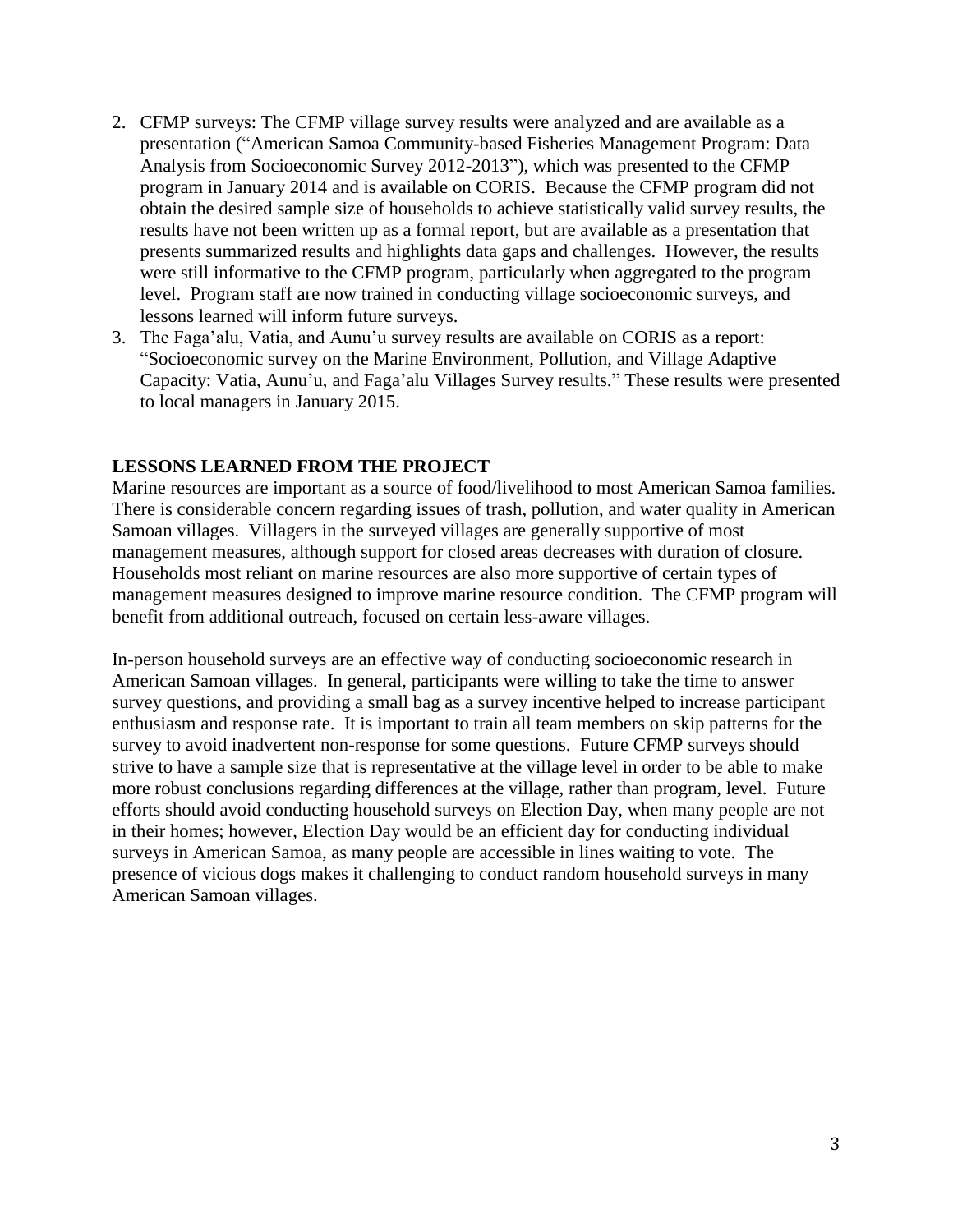2. CFMP surveys: The CFMP village survey results were analyzed and are available as a presentation (“American Samoa Community-based Fisheries Management Program: Data Analysis from Socioeconomic Survey 2012-2013”), which was presented to the CFMP program in January 2014 and is available on CORIS. Because the CFMP program did not obtain the desired sample size of households to achieve statistically valid survey results, the results have not been written up as a formal report, but are available as a presentation that presents summarized results and highlights data gaps and challenges. However, the results were still informative to the CFMP program, particularly when aggregated to the program level. Program staff are now trained in conducting village socioeconomic surveys, and lessons learned will inform future surveys.
3. The Faga’alu, Vatia, and Aunu’u survey results are available on CORIS as a report: “Socioeconomic survey on the Marine Environment, Pollution, and Village Adaptive Capacity: Vatia, Aunu’u, and Faga’alu Villages Survey results.” These results were presented to local managers in January 2015.

## LESSONS LEARNED FROM THE PROJECT

Marine resources are important as a source of food/livelihood to most American Samoa families. There is considerable concern regarding issues of trash, pollution, and water quality in American Samoan villages. Villagers in the surveyed villages are generally supportive of most management measures, although support for closed areas decreases with duration of closure. Households most reliant on marine resources are also more supportive of certain types of management measures designed to improve marine resource condition. The CFMP program will benefit from additional outreach, focused on certain less-aware villages.

In-person household surveys are an effective way of conducting socioeconomic research in American Samoan villages. In general, participants were willing to take the time to answer survey questions, and providing a small bag as a survey incentive helped to increase participant enthusiasm and response rate. It is important to train all team members on skip patterns for the survey to avoid inadvertent non-response for some questions. Future CFMP surveys should strive to have a sample size that is representative at the village level in order to be able to make more robust conclusions regarding differences at the village, rather than program, level. Future efforts should avoid conducting household surveys on Election Day, when many people are not in their homes; however, Election Day would be an efficient day for conducting individual surveys in American Samoa, as many people are accessible in lines waiting to vote. The presence of vicious dogs makes it challenging to conduct random household surveys in many American Samoan villages.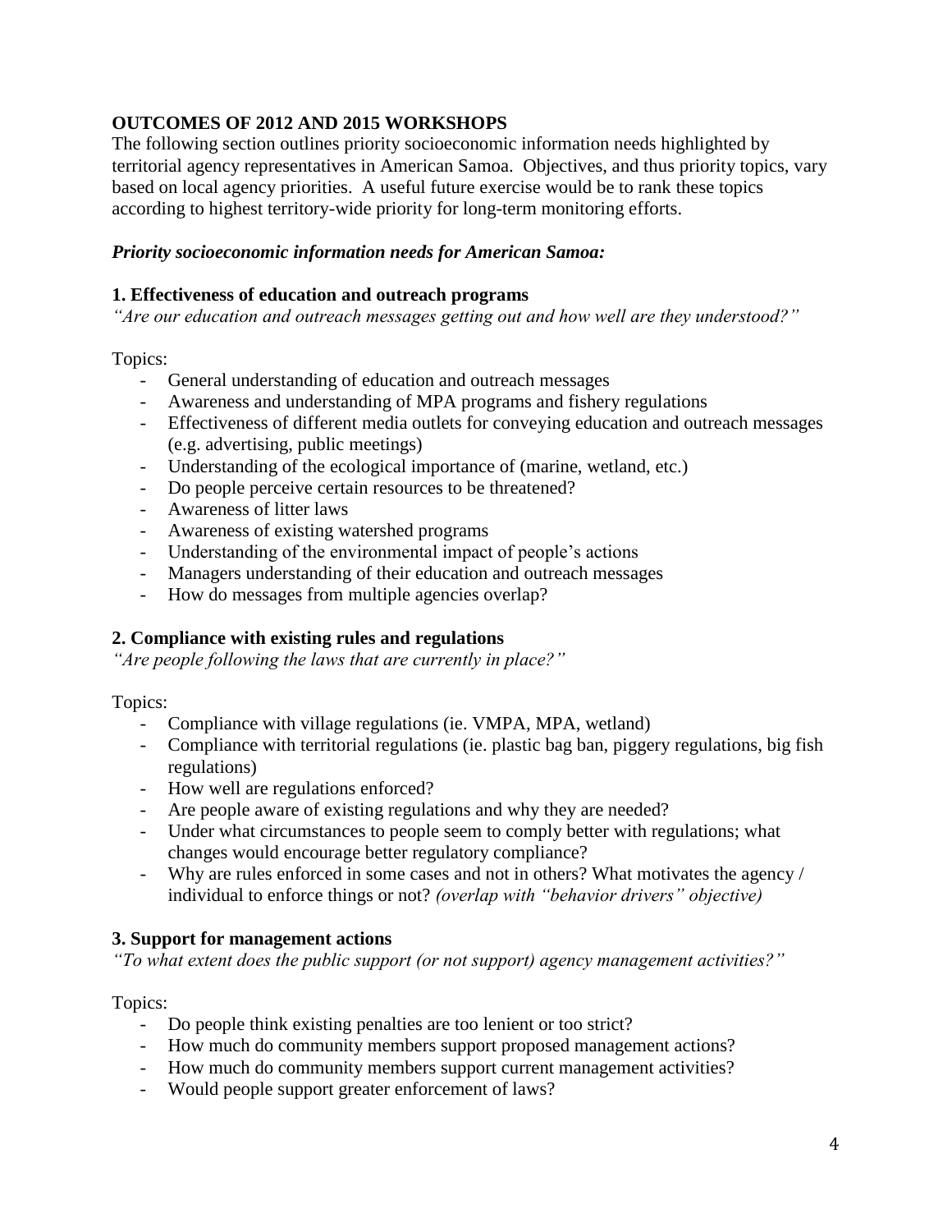## OUTCOMES OF 2012 AND 2015 WORKSHOPS

The following section outlines priority socioeconomic information needs highlighted by territorial agency representatives in American Samoa. Objectives, and thus priority topics, vary based on local agency priorities. A useful future exercise would be to rank these topics according to highest territory-wide priority for long-term monitoring efforts.

***Priority socioeconomic information needs for American Samoa:***

### 1. Effectiveness of education and outreach programs

*"Are our education and outreach messages getting out and how well are they understood?"*

Topics:

- General understanding of education and outreach messages
- Awareness and understanding of MPA programs and fishery regulations
- Effectiveness of different media outlets for conveying education and outreach messages (e.g. advertising, public meetings)
- Understanding of the ecological importance of (marine, wetland, etc.)
- Do people perceive certain resources to be threatened?
- Awareness of litter laws
- Awareness of existing watershed programs
- Understanding of the environmental impact of people's actions
- Managers understanding of their education and outreach messages
- How do messages from multiple agencies overlap?

### 2. Compliance with existing rules and regulations

*"Are people following the laws that are currently in place?"*

Topics:

- Compliance with village regulations (ie. VMPA, MPA, wetland)
- Compliance with territorial regulations (ie. plastic bag ban, piggery regulations, big fish regulations)
- How well are regulations enforced?
- Are people aware of existing regulations and why they are needed?
- Under what circumstances to people seem to comply better with regulations; what changes would encourage better regulatory compliance?
- Why are rules enforced in some cases and not in others? What motivates the agency / individual to enforce things or not? *(overlap with "behavior drivers" objective)*

### 3. Support for management actions

*"To what extent does the public support (or not support) agency management activities?"*

Topics:

- Do people think existing penalties are too lenient or too strict?
- How much do community members support proposed management actions?
- How much do community members support current management activities?
- Would people support greater enforcement of laws?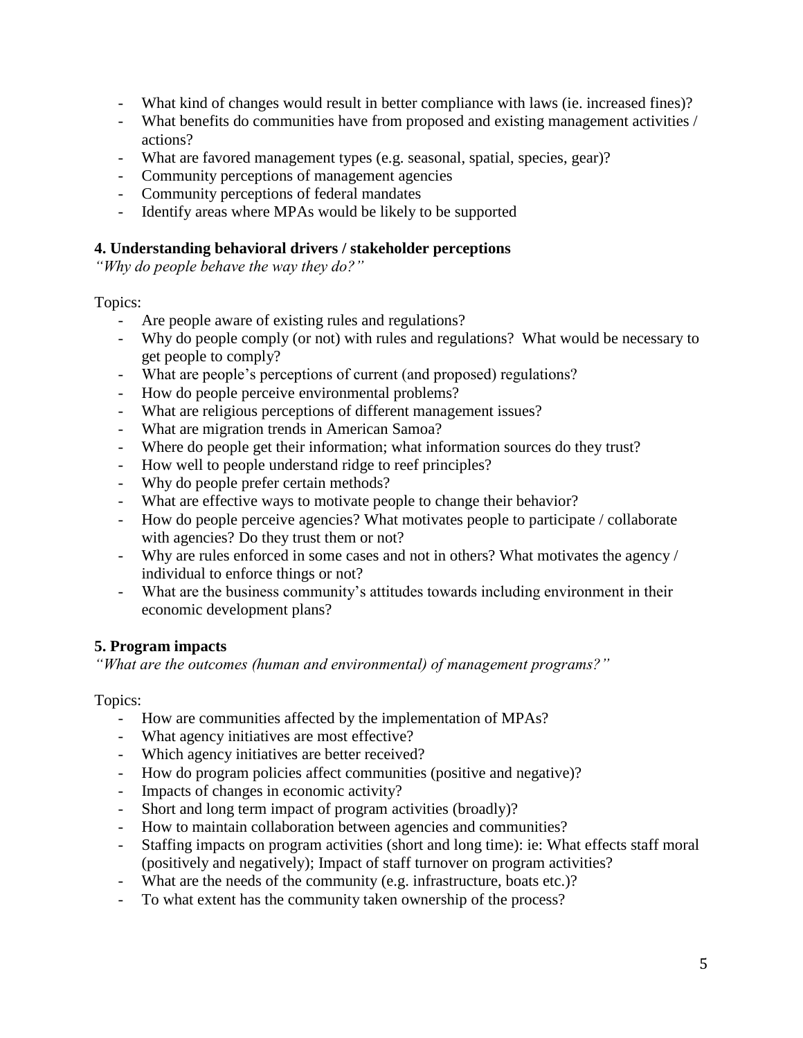- What kind of changes would result in better compliance with laws (ie. increased fines)?
- What benefits do communities have from proposed and existing management activities / actions?
- What are favored management types (e.g. seasonal, spatial, species, gear)?
- Community perceptions of management agencies
- Community perceptions of federal mandates
- Identify areas where MPAs would be likely to be supported

**4. Understanding behavioral drivers / stakeholder perceptions**

*"Why do people behave the way they do?"*

Topics:

- Are people aware of existing rules and regulations?
- Why do people comply (or not) with rules and regulations? What would be necessary to get people to comply?
- What are people's perceptions of current (and proposed) regulations?
- How do people perceive environmental problems?
- What are religious perceptions of different management issues?
- What are migration trends in American Samoa?
- Where do people get their information; what information sources do they trust?
- How well to people understand ridge to reef principles?
- Why do people prefer certain methods?
- What are effective ways to motivate people to change their behavior?
- How do people perceive agencies? What motivates people to participate / collaborate with agencies? Do they trust them or not?
- Why are rules enforced in some cases and not in others? What motivates the agency / individual to enforce things or not?
- What are the business community's attitudes towards including environment in their economic development plans?

**5. Program impacts**

*"What are the outcomes (human and environmental) of management programs?"*

Topics:

- How are communities affected by the implementation of MPAs?
- What agency initiatives are most effective?
- Which agency initiatives are better received?
- How do program policies affect communities (positive and negative)?
- Impacts of changes in economic activity?
- Short and long term impact of program activities (broadly)?
- How to maintain collaboration between agencies and communities?
- Staffing impacts on program activities (short and long time): ie: What effects staff moral (positively and negatively); Impact of staff turnover on program activities?
- What are the needs of the community (e.g. infrastructure, boats etc.)?
- To what extent has the community taken ownership of the process?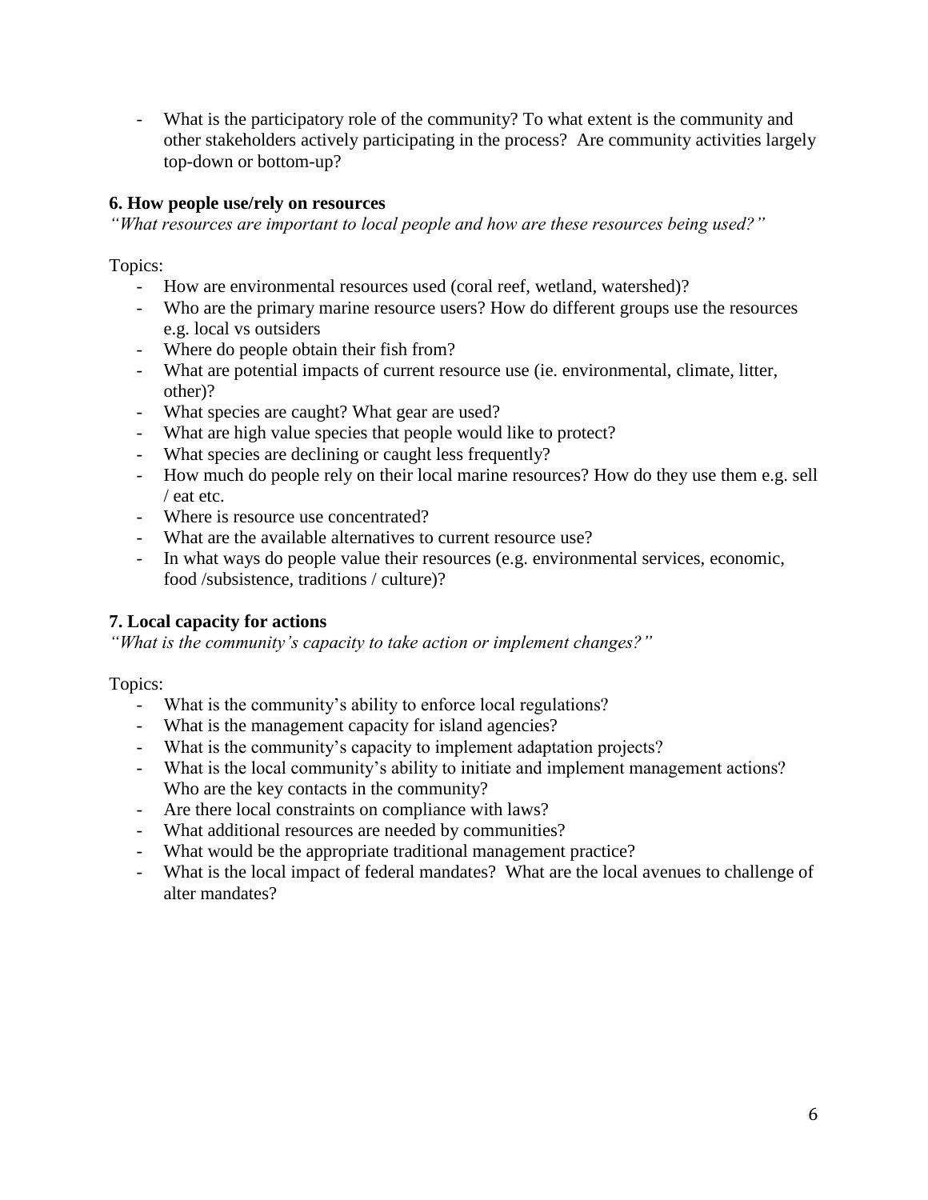- What is the participatory role of the community? To what extent is the community and other stakeholders actively participating in the process? Are community activities largely top-down or bottom-up?

### 6. How people use/rely on resources

*"What resources are important to local people and how are these resources being used?"*

Topics:

- How are environmental resources used (coral reef, wetland, watershed)?
- Who are the primary marine resource users? How do different groups use the resources e.g. local vs outsiders
- Where do people obtain their fish from?
- What are potential impacts of current resource use (ie. environmental, climate, litter, other)?
- What species are caught? What gear are used?
- What are high value species that people would like to protect?
- What species are declining or caught less frequently?
- How much do people rely on their local marine resources? How do they use them e.g. sell / eat etc.
- Where is resource use concentrated?
- What are the available alternatives to current resource use?
- In what ways do people value their resources (e.g. environmental services, economic, food /subsistence, traditions / culture)?

### 7. Local capacity for actions

*"What is the community's capacity to take action or implement changes?"*

Topics:

- What is the community's ability to enforce local regulations?
- What is the management capacity for island agencies?
- What is the community's capacity to implement adaptation projects?
- What is the local community's ability to initiate and implement management actions? Who are the key contacts in the community?
- Are there local constraints on compliance with laws?
- What additional resources are needed by communities?
- What would be the appropriate traditional management practice?
- What is the local impact of federal mandates? What are the local avenues to challenge of alter mandates?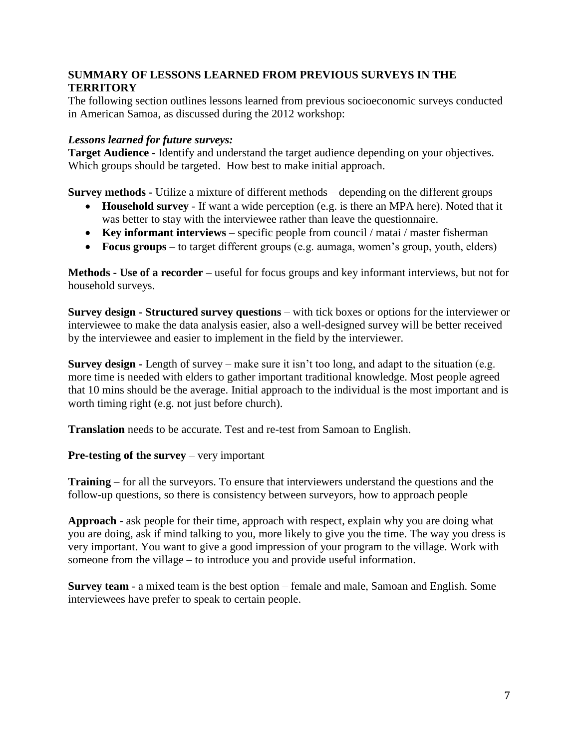## SUMMARY OF LESSONS LEARNED FROM PREVIOUS SURVEYS IN THE TERRITORY

The following section outlines lessons learned from previous socioeconomic surveys conducted in American Samoa, as discussed during the 2012 workshop:

### *Lessons learned for future surveys:*

**Target Audience -** Identify and understand the target audience depending on your objectives. Which groups should be targeted. How best to make initial approach.

**Survey methods -** Utilize a mixture of different methods – depending on the different groups

- **Household survey** - If want a wide perception (e.g. is there an MPA here). Noted that it was better to stay with the interviewee rather than leave the questionnaire.
- **Key informant interviews** – specific people from council / matai / master fisherman
- **Focus groups** – to target different groups (e.g. aumaga, women's group, youth, elders)

**Methods - Use of a recorder** – useful for focus groups and key informant interviews, but not for household surveys.

**Survey design - Structured survey questions** – with tick boxes or options for the interviewer or interviewee to make the data analysis easier, also a well-designed survey will be better received by the interviewee and easier to implement in the field by the interviewer.

**Survey design -** Length of survey – make sure it isn't too long, and adapt to the situation (e.g. more time is needed with elders to gather important traditional knowledge. Most people agreed that 10 mins should be the average. Initial approach to the individual is the most important and is worth timing right (e.g. not just before church).

**Translation** needs to be accurate. Test and re-test from Samoan to English.

**Pre-testing of the survey** – very important

**Training** – for all the surveyors. To ensure that interviewers understand the questions and the follow-up questions, so there is consistency between surveyors, how to approach people

**Approach** - ask people for their time, approach with respect, explain why you are doing what you are doing, ask if mind talking to you, more likely to give you the time. The way you dress is very important. You want to give a good impression of your program to the village. Work with someone from the village – to introduce you and provide useful information.

**Survey team** - a mixed team is the best option – female and male, Samoan and English. Some interviewees have prefer to speak to certain people.